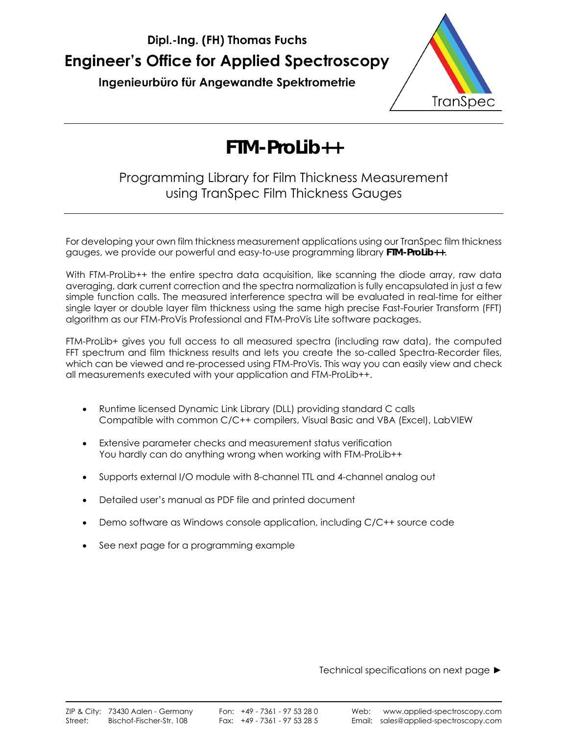**Dipl.-Ing. (FH) Thomas Fuchs**

**Engineer's Office for Applied Spectroscopy**

**Ingenieurbüro für Angewandte Spektrometrie**

TranSpec

# FTM-ProLib++

## Programming Library for Film Thickness Measurement using TranSpec Film Thickness Gauges

For developing your own film thickness measurement applications using our TranSpec film thickness gauges, we provide our powerful and easy-to-use programming library ***FTM-ProLib++***.

With FTM-ProLib++ the entire spectra data acquisition, like scanning the diode array, raw data averaging, dark current correction and the spectra normalization is fully encapsulated in just a few simple function calls. The measured interference spectra will be evaluated in real-time for either single layer or double layer film thickness using the same high precise Fast-Fourier Transform (FFT) algorithm as our FTM-ProVis Professional and FTM-ProVis Lite software packages.

FTM-ProLib+ gives you full access to all measured spectra (including raw data), the computed FFT spectrum and film thickness results and lets you create the so-called Spectra-Recorder files, which can be viewed and re-processed using FTM-ProVis. This way you can easily view and check all measurements executed with your application and FTM-ProLib++.

- Runtime licensed Dynamic Link Library (DLL) providing standard C calls
  Compatible with common C/C++ compilers, Visual Basic and VBA (Excel), LabVIEW
- Extensive parameter checks and measurement status verification
  You hardly can do anything wrong when working with FTM-ProLib++
- Supports external I/O module with 8-channel TTL and 4-channel analog out
- Detailed user's manual as PDF file and printed document
- Demo software as Windows console application, including C/C++ source code
- See next page for a programming example

Technical specifications on next page ►

ZIP & City: 73430 Aalen - Germany
Street: Bischof-Fischer-Str. 108
Fon: +49 - 7361 - 97 53 28 0
Fax: +49 - 7361 - 97 53 28 5
Web: www.applied-spectroscopy.com
Email: sales@applied-spectroscopy.com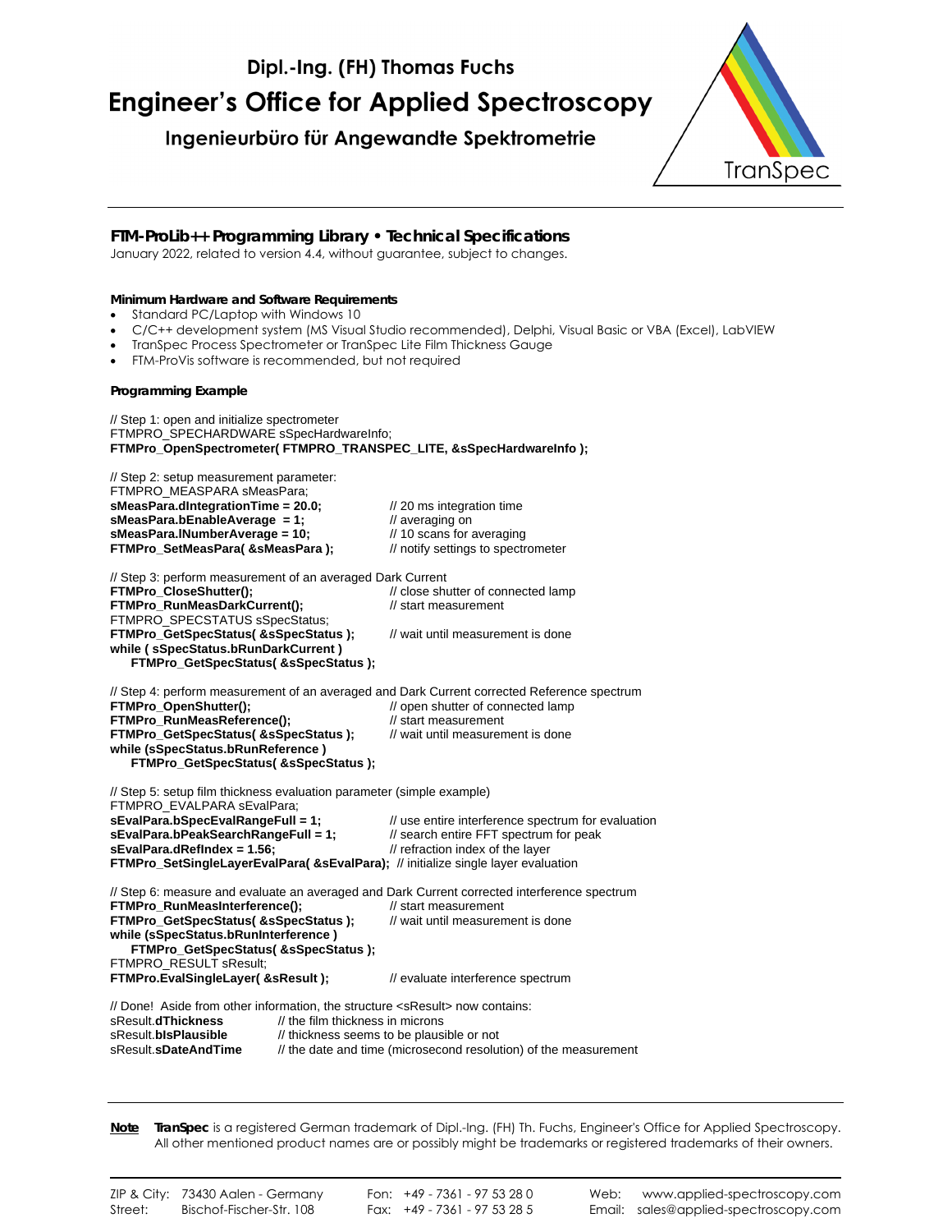# Dipl.-Ing. (FH) Thomas Fuchs

## Engineer's Office for Applied Spectroscopy

### Ingenieurbüro für Angewandte Spektrometrie

TranSpec

---

## FTM-ProLib++ Programming Library • Technical Specifications

January 2022, related to version 4.4, without guarantee, subject to changes.

**Minimum Hardware and Software Requirements**

- Standard PC/Laptop with Windows 10
- C/C++ development system (MS Visual Studio recommended), Delphi, Visual Basic or VBA (Excel), LabVIEW
- TranSpec Process Spectrometer or TranSpec Lite Film Thickness Gauge
- FTM-ProVis software is recommended, but not required

**Programming Example**

```
// Step 1: open and initialize spectrometer
FTMPRO_SPECHARDWARE sSpecHardwareInfo;
FTMPro_OpenSpectrometer( FTMPRO_TRANSPEC_LITE, &sSpecHardwareInfo );

// Step 2: setup measurement parameter:
FTMPRO_MEASPARA sMeasPara;
sMeasPara.dIntegrationTime = 20.0;          // 20 ms integration time
sMeasPara.bEnableAverage  = 1;              // averaging on
sMeasPara.lNumberAverage = 10;              // 10 scans for averaging
FTMPro_SetMeasPara( &sMeasPara );           // notify settings to spectrometer

// Step 3: perform measurement of an averaged Dark Current
FTMPro_CloseShutter();                      // close shutter of connected lamp
FTMPro_RunMeasDarkCurrent();                // start measurement
FTMPRO_SPECSTATUS sSpecStatus;
FTMPro_GetSpecStatus( &sSpecStatus );       // wait until measurement is done
while ( sSpecStatus.bRunDarkCurrent )
    FTMPro_GetSpecStatus( &sSpecStatus );

// Step 4: perform measurement of an averaged and Dark Current corrected Reference spectrum
FTMPro_OpenShutter();                       // open shutter of connected lamp
FTMPro_RunMeasReference();                  // start measurement
FTMPro_GetSpecStatus( &sSpecStatus );       // wait until measurement is done
while (sSpecStatus.bRunReference )
    FTMPro_GetSpecStatus( &sSpecStatus );

// Step 5: setup film thickness evaluation parameter (simple example)
FTMPRO_EVALPARA sEvalPara;
sEvalPara.bSpecEvalRangeFull = 1;           // use entire interference spectrum for evaluation
sEvalPara.bPeakSearchRangeFull = 1;         // search entire FFT spectrum for peak
sEvalPara.dRefIndex = 1.56;                 // refraction index of the layer
FTMPro_SetSingleLayerEvalPara( &sEvalPara ); // initialize single layer evaluation

// Step 6: measure and evaluate an averaged and Dark Current corrected interference spectrum
FTMPro_RunMeasInterference();               // start measurement
FTMPro_GetSpecStatus( &sSpecStatus );       // wait until measurement is done
while (sSpecStatus.bRunInterference )
    FTMPro_GetSpecStatus( &sSpecStatus );
FTMPRO_RESULT sResult;
FTMPro.EvalSingleLayer( &sResult );         // evaluate interference spectrum

// Done!  Aside from other information, the structure <sResult> now contains:
sResult.dThickness        // the film thickness in microns
sResult.bIsPlausible      // thickness seems to be plausible or not
sResult.sDateAndTime      // the date and time (microsecond resolution) of the measurement
```

---

**Note** **TranSpec** is a registered German trademark of Dipl.-Ing. (FH) Th. Fuchs, Engineer's Office for Applied Spectroscopy. All other mentioned product names are or possibly might be trademarks or registered trademarks of their owners.

---

ZIP & City: 73430 Aalen - Germany
Street: Bischof-Fischer-Str. 108
Fon: +49 - 7361 - 97 53 28 0
Fax: +49 - 7361 - 97 53 28 5
Web: www.applied-spectroscopy.com
Email: sales@applied-spectroscopy.com